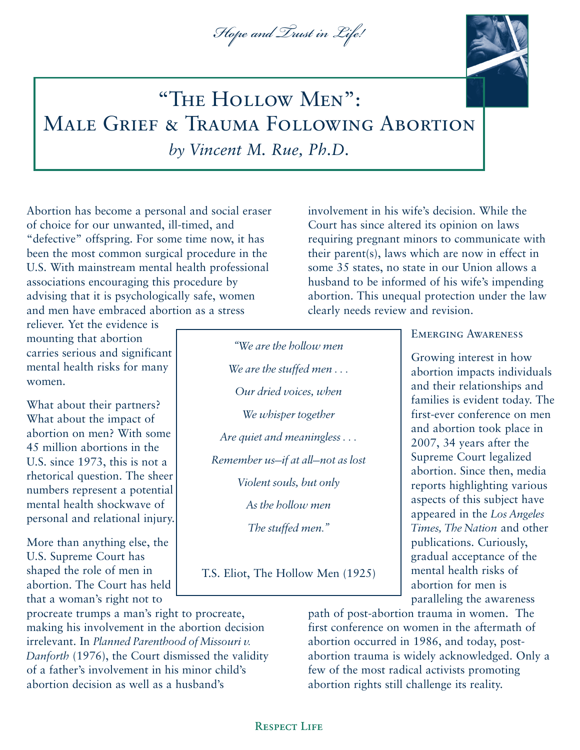*Hope and Trust in Life!*

# "The Hollow Men": Male Grief & Trauma Following Abortion

*by Vincent M. Rue, Ph.D.*

Abortion has become a personal and social eraser of choice for our unwanted, ill-timed, and "defective" offspring. For some time now, it has been the most common surgical procedure in the U.S. With mainstream mental health professional associations encouraging this procedure by advising that it is psychologically safe, women and men have embraced abortion as a stress reliever. Yet the evidence is mounting that abortion carries serious and significant mental health risks for many women.

What about their partners? What about the impact of abortion on men? With some 45 million abortions in the U.S. since 1973, this is not a rhetorical question. The sheer numbers represent a potential mental health shockwave of personal and relational injury.

More than anything else, the U.S. Supreme Court has shaped the role of men in abortion. The Court has held that a woman's right not to procreate trumps a man's right to procreate, making his involvement in the abortion decision irrelevant. In *Planned Parenthood of Missouri v. Danforth* (1976), the Court dismissed the validity of a father's involvement in his minor child's abortion decision as well as a husband's involvement in his wife's decision. While the Court has since altered its opinion on laws requiring pregnant minors to communicate with their parent(s), laws which are now in effect in some 35 states, no state in our Union allows a husband to be informed of his wife's impending abortion. This unequal protection under the law clearly needs review and revision.

> *"We are the hollow men*
>
> *We are the stuffed men . . .*
>
> *Our dried voices, when*
>
> *We whisper together*
>
> *Are quiet and meaningless . . .*
>
> *Remember us–if at all–not as lost*
>
> *Violent souls, but only*
>
> *As the hollow men*
>
> *The stuffed men."*
>
> T.S. Eliot, The Hollow Men (1925)

## Emerging Awareness

Growing interest in how abortion impacts individuals and their relationships and families is evident today. The first-ever conference on men and abortion took place in 2007, 34 years after the Supreme Court legalized abortion. Since then, media reports highlighting various aspects of this subject have appeared in the *Los Angeles Times, The Nation* and other publications. Curiously, gradual acceptance of the mental health risks of abortion for men is paralleling the awareness path of post-abortion trauma in women. The first conference on women in the aftermath of abortion occurred in 1986, and today, post-abortion trauma is widely acknowledged. Only a few of the most radical activists promoting abortion rights still challenge its reality.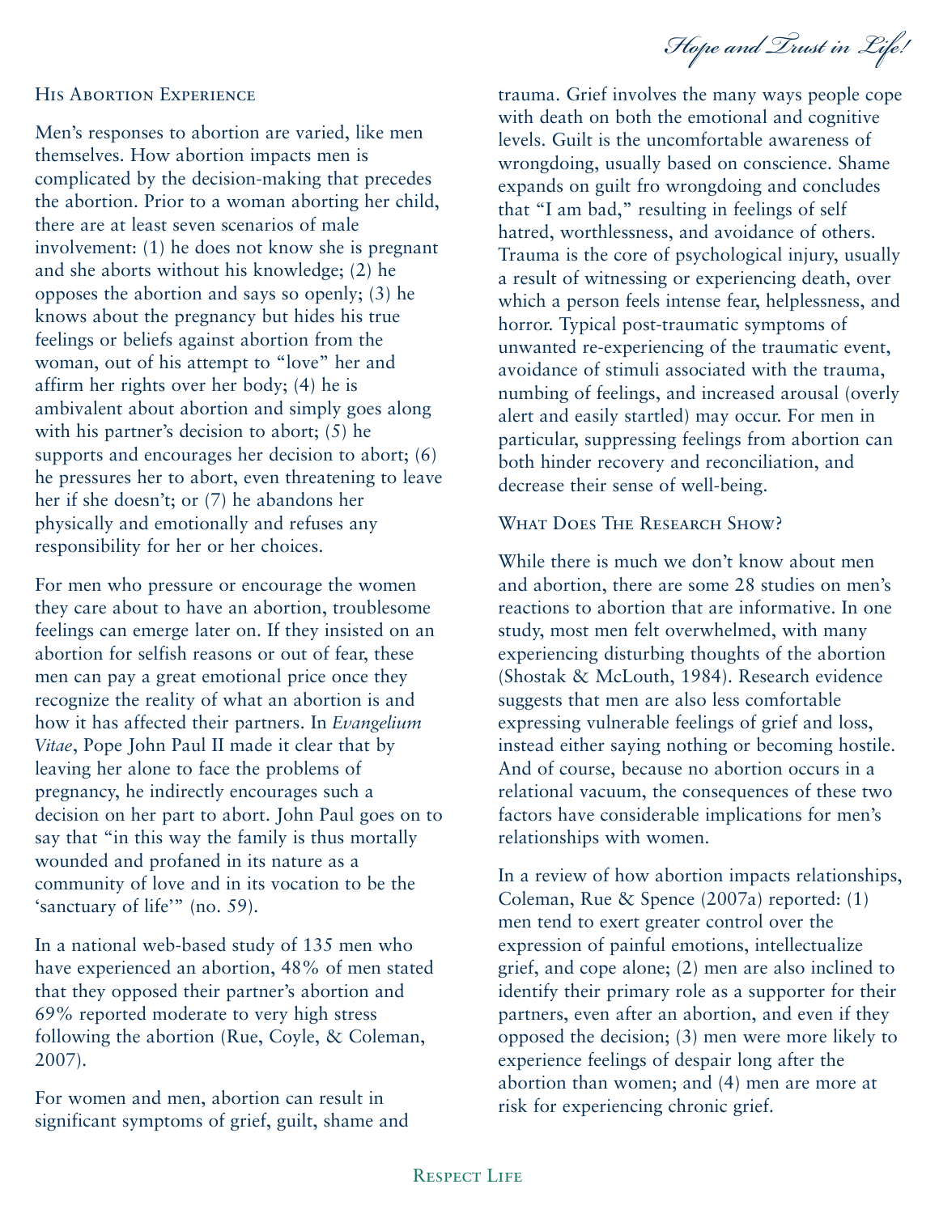## His Abortion Experience

Men's responses to abortion are varied, like men themselves. How abortion impacts men is complicated by the decision-making that precedes the abortion. Prior to a woman aborting her child, there are at least seven scenarios of male involvement: (1) he does not know she is pregnant and she aborts without his knowledge; (2) he opposes the abortion and says so openly; (3) he knows about the pregnancy but hides his true feelings or beliefs against abortion from the woman, out of his attempt to "love" her and affirm her rights over her body; (4) he is ambivalent about abortion and simply goes along with his partner's decision to abort; (5) he supports and encourages her decision to abort; (6) he pressures her to abort, even threatening to leave her if she doesn't; or (7) he abandons her physically and emotionally and refuses any responsibility for her or her choices.

For men who pressure or encourage the women they care about to have an abortion, troublesome feelings can emerge later on. If they insisted on an abortion for selfish reasons or out of fear, these men can pay a great emotional price once they recognize the reality of what an abortion is and how it has affected their partners. In *Evangelium Vitae*, Pope John Paul II made it clear that by leaving her alone to face the problems of pregnancy, he indirectly encourages such a decision on her part to abort. John Paul goes on to say that "in this way the family is thus mortally wounded and profaned in its nature as a community of love and in its vocation to be the 'sanctuary of life'" (no. 59).

In a national web-based study of 135 men who have experienced an abortion, 48% of men stated that they opposed their partner's abortion and 69% reported moderate to very high stress following the abortion (Rue, Coyle, & Coleman, 2007).

For women and men, abortion can result in significant symptoms of grief, guilt, shame and trauma. Grief involves the many ways people cope with death on both the emotional and cognitive levels. Guilt is the uncomfortable awareness of wrongdoing, usually based on conscience. Shame expands on guilt fro wrongdoing and concludes that "I am bad," resulting in feelings of self hatred, worthlessness, and avoidance of others. Trauma is the core of psychological injury, usually a result of witnessing or experiencing death, over which a person feels intense fear, helplessness, and horror. Typical post-traumatic symptoms of unwanted re-experiencing of the traumatic event, avoidance of stimuli associated with the trauma, numbing of feelings, and increased arousal (overly alert and easily startled) may occur. For men in particular, suppressing feelings from abortion can both hinder recovery and reconciliation, and decrease their sense of well-being.

## What Does The Research Show?

While there is much we don't know about men and abortion, there are some 28 studies on men's reactions to abortion that are informative. In one study, most men felt overwhelmed, with many experiencing disturbing thoughts of the abortion (Shostak & McLouth, 1984). Research evidence suggests that men are also less comfortable expressing vulnerable feelings of grief and loss, instead either saying nothing or becoming hostile. And of course, because no abortion occurs in a relational vacuum, the consequences of these two factors have considerable implications for men's relationships with women.

In a review of how abortion impacts relationships, Coleman, Rue & Spence (2007a) reported: (1) men tend to exert greater control over the expression of painful emotions, intellectualize grief, and cope alone; (2) men are also inclined to identify their primary role as a supporter for their partners, even after an abortion, and even if they opposed the decision; (3) men were more likely to experience feelings of despair long after the abortion than women; and (4) men are more at risk for experiencing chronic grief.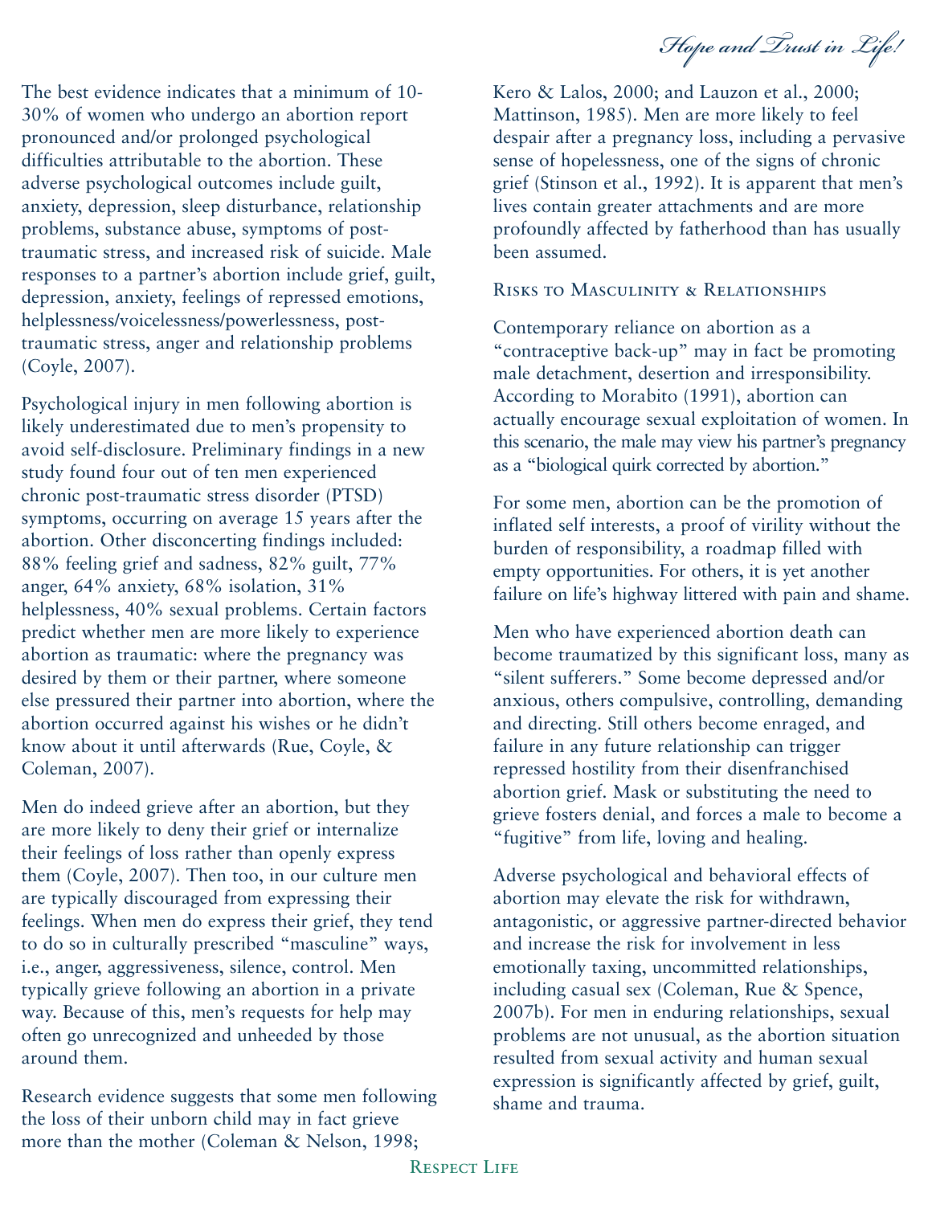The best evidence indicates that a minimum of 10-30% of women who undergo an abortion report pronounced and/or prolonged psychological difficulties attributable to the abortion. These adverse psychological outcomes include guilt, anxiety, depression, sleep disturbance, relationship problems, substance abuse, symptoms of post-traumatic stress, and increased risk of suicide. Male responses to a partner's abortion include grief, guilt, depression, anxiety, feelings of repressed emotions, helplessness/voicelessness/powerlessness, post-traumatic stress, anger and relationship problems (Coyle, 2007).

Psychological injury in men following abortion is likely underestimated due to men's propensity to avoid self-disclosure. Preliminary findings in a new study found four out of ten men experienced chronic post-traumatic stress disorder (PTSD) symptoms, occurring on average 15 years after the abortion. Other disconcerting findings included: 88% feeling grief and sadness, 82% guilt, 77% anger, 64% anxiety, 68% isolation, 31% helplessness, 40% sexual problems. Certain factors predict whether men are more likely to experience abortion as traumatic: where the pregnancy was desired by them or their partner, where someone else pressured their partner into abortion, where the abortion occurred against his wishes or he didn't know about it until afterwards (Rue, Coyle, & Coleman, 2007).

Men do indeed grieve after an abortion, but they are more likely to deny their grief or internalize their feelings of loss rather than openly express them (Coyle, 2007). Then too, in our culture men are typically discouraged from expressing their feelings. When men do express their grief, they tend to do so in culturally prescribed "masculine" ways, i.e., anger, aggressiveness, silence, control. Men typically grieve following an abortion in a private way. Because of this, men's requests for help may often go unrecognized and unheeded by those around them.

Research evidence suggests that some men following the loss of their unborn child may in fact grieve more than the mother (Coleman & Nelson, 1998; Kero & Lalos, 2000; and Lauzon et al., 2000; Mattinson, 1985). Men are more likely to feel despair after a pregnancy loss, including a pervasive sense of hopelessness, one of the signs of chronic grief (Stinson et al., 1992). It is apparent that men's lives contain greater attachments and are more profoundly affected by fatherhood than has usually been assumed.

## Risks to Masculinity & Relationships

Contemporary reliance on abortion as a "contraceptive back-up" may in fact be promoting male detachment, desertion and irresponsibility. According to Morabito (1991), abortion can actually encourage sexual exploitation of women. In this scenario, the male may view his partner's pregnancy as a "biological quirk corrected by abortion."

For some men, abortion can be the promotion of inflated self interests, a proof of virility without the burden of responsibility, a roadmap filled with empty opportunities. For others, it is yet another failure on life's highway littered with pain and shame.

Men who have experienced abortion death can become traumatized by this significant loss, many as "silent sufferers." Some become depressed and/or anxious, others compulsive, controlling, demanding and directing. Still others become enraged, and failure in any future relationship can trigger repressed hostility from their disenfranchised abortion grief. Mask or substituting the need to grieve fosters denial, and forces a male to become a "fugitive" from life, loving and healing.

Adverse psychological and behavioral effects of abortion may elevate the risk for withdrawn, antagonistic, or aggressive partner-directed behavior and increase the risk for involvement in less emotionally taxing, uncommitted relationships, including casual sex (Coleman, Rue & Spence, 2007b). For men in enduring relationships, sexual problems are not unusual, as the abortion situation resulted from sexual activity and human sexual expression is significantly affected by grief, guilt, shame and trauma.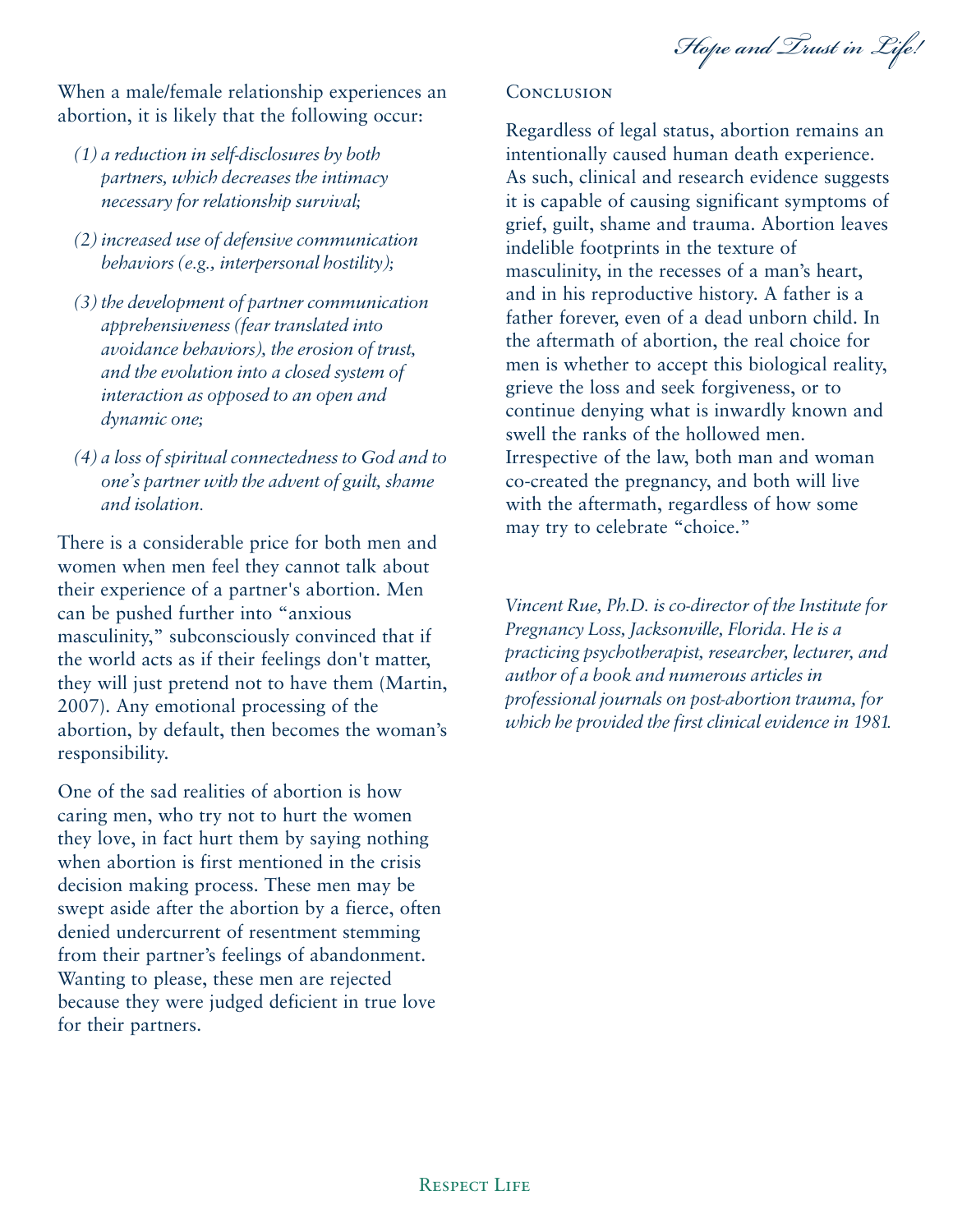When a male/female relationship experiences an abortion, it is likely that the following occur:

*(1) a reduction in self-disclosures by both partners, which decreases the intimacy necessary for relationship survival;*

*(2) increased use of defensive communication behaviors (e.g., interpersonal hostility);*

*(3) the development of partner communication apprehensiveness (fear translated into avoidance behaviors), the erosion of trust, and the evolution into a closed system of interaction as opposed to an open and dynamic one;*

*(4) a loss of spiritual connectedness to God and to one's partner with the advent of guilt, shame and isolation.*

There is a considerable price for both men and women when men feel they cannot talk about their experience of a partner's abortion. Men can be pushed further into "anxious masculinity," subconsciously convinced that if the world acts as if their feelings don't matter, they will just pretend not to have them (Martin, 2007). Any emotional processing of the abortion, by default, then becomes the woman's responsibility.

One of the sad realities of abortion is how caring men, who try not to hurt the women they love, in fact hurt them by saying nothing when abortion is first mentioned in the crisis decision making process. These men may be swept aside after the abortion by a fierce, often denied undercurrent of resentment stemming from their partner's feelings of abandonment. Wanting to please, these men are rejected because they were judged deficient in true love for their partners.

## Conclusion

Regardless of legal status, abortion remains an intentionally caused human death experience. As such, clinical and research evidence suggests it is capable of causing significant symptoms of grief, guilt, shame and trauma. Abortion leaves indelible footprints in the texture of masculinity, in the recesses of a man's heart, and in his reproductive history. A father is a father forever, even of a dead unborn child. In the aftermath of abortion, the real choice for men is whether to accept this biological reality, grieve the loss and seek forgiveness, or to continue denying what is inwardly known and swell the ranks of the hollowed men. Irrespective of the law, both man and woman co-created the pregnancy, and both will live with the aftermath, regardless of how some may try to celebrate "choice."

*Vincent Rue, Ph.D. is co-director of the Institute for Pregnancy Loss, Jacksonville, Florida. He is a practicing psychotherapist, researcher, lecturer, and author of a book and numerous articles in professional journals on post-abortion trauma, for which he provided the first clinical evidence in 1981.*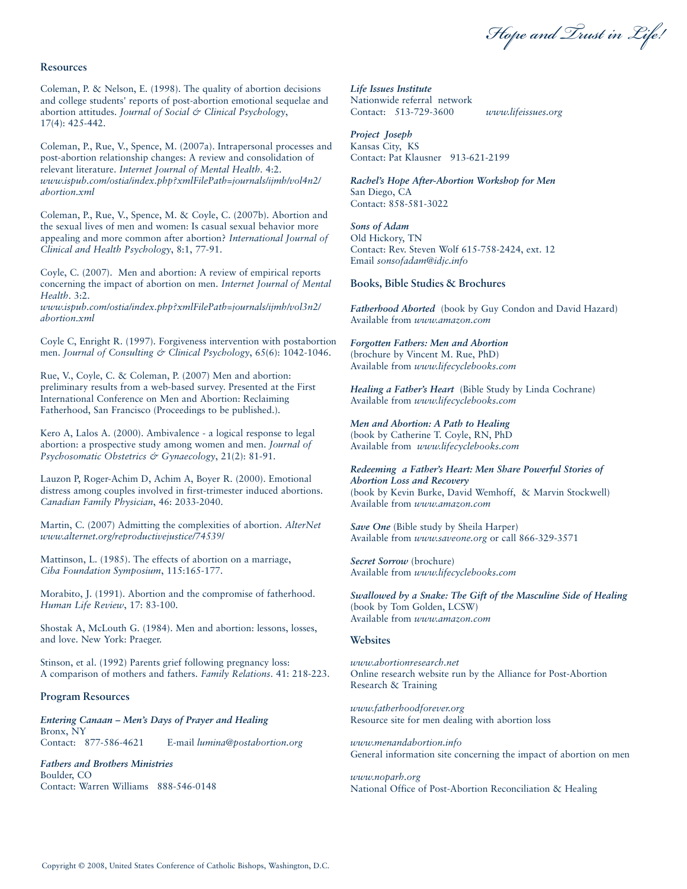## Resources

Coleman, P. & Nelson, E. (1998). The quality of abortion decisions and college students' reports of post-abortion emotional sequelae and abortion attitudes. *Journal of Social & Clinical Psychology*, 17(4): 425-442.

Coleman, P., Rue, V., Spence, M. (2007a). Intrapersonal processes and post-abortion relationship changes: A review and consolidation of relevant literature. *Internet Journal of Mental Health*. 4:2. *www.ispub.com/ostia/index.php?xmlFilePath=journals/ijmh/vol4n2/abortion.xml*

Coleman, P., Rue, V., Spence, M. & Coyle, C. (2007b). Abortion and the sexual lives of men and women: Is casual sexual behavior more appealing and more common after abortion? *International Journal of Clinical and Health Psychology*, 8:1, 77-91.

Coyle, C. (2007). Men and abortion: A review of empirical reports concerning the impact of abortion on men. *Internet Journal of Mental Health*. 3:2.
*www.ispub.com/ostia/index.php?xmlFilePath=journals/ijmh/vol3n2/abortion.xml*

Coyle C, Enright R. (1997). Forgiveness intervention with postabortion men. *Journal of Consulting & Clinical Psychology*, 65(6): 1042-1046.

Rue, V., Coyle, C. & Coleman, P. (2007) Men and abortion: preliminary results from a web-based survey. Presented at the First International Conference on Men and Abortion: Reclaiming Fatherhood, San Francisco (Proceedings to be published.).

Kero A, Lalos A. (2000). Ambivalence - a logical response to legal abortion: a prospective study among women and men. *Journal of Psychosomatic Obstetrics & Gynaecology*, 21(2): 81-91.

Lauzon P, Roger-Achim D, Achim A, Boyer R. (2000). Emotional distress among couples involved in first-trimester induced abortions. *Canadian Family Physician*, 46: 2033-2040.

Martin, C. (2007) Admitting the complexities of abortion. *AlterNet www.alternet.org/reproductivejustice/74539/*

Mattinson, L. (1985). The effects of abortion on a marriage, *Ciba Foundation Symposium*, 115:165-177.

Morabito, J. (1991). Abortion and the compromise of fatherhood. *Human Life Review*, 17: 83-100.

Shostak A, McLouth G. (1984). Men and abortion: lessons, losses, and love. New York: Praeger.

Stinson, et al. (1992) Parents grief following pregnancy loss: A comparison of mothers and fathers. *Family Relations*. 41: 218-223.

## Program Resources

***Entering Canaan – Men's Days of Prayer and Healing***
Bronx, NY
Contact: 877-586-4621 E-mail *lumina@postabortion.org*

***Fathers and Brothers Ministries***
Boulder, CO
Contact: Warren Williams 888-546-0148

***Life Issues Institute***
Nationwide referral network
Contact: 513-729-3600 *www.lifeissues.org*

***Project Joseph***
Kansas City, KS
Contact: Pat Klausner 913-621-2199

***Rachel's Hope After-Abortion Workshop for Men***
San Diego, CA
Contact: 858-581-3022

***Sons of Adam***
Old Hickory, TN
Contact: Rev. Steven Wolf 615-758-2424, ext. 12
Email *sonsofadam@idjc.info*

## Books, Bible Studies & Brochures

***Fatherhood Aborted*** (book by Guy Condon and David Hazard)
Available from *www.amazon.com*

***Forgotten Fathers: Men and Abortion***
(brochure by Vincent M. Rue, PhD)
Available from *www.lifecyclebooks.com*

***Healing a Father's Heart*** (Bible Study by Linda Cochrane)
Available from *www.lifecyclebooks.com*

***Men and Abortion: A Path to Healing***
(book by Catherine T. Coyle, RN, PhD)
Available from *www.lifecyclebooks.com*

***Redeeming a Father's Heart: Men Share Powerful Stories of Abortion Loss and Recovery***
(book by Kevin Burke, David Wemhoff, & Marvin Stockwell)
Available from *www.amazon.com*

***Save One*** (Bible study by Sheila Harper)
Available from *www.saveone.org* or call 866-329-3571

***Secret Sorrow*** (brochure)
Available from *www.lifecyclebooks.com*

***Swallowed by a Snake: The Gift of the Masculine Side of Healing***
(book by Tom Golden, LCSW)
Available from *www.amazon.com*

## Websites

*www.abortionresearch.net*
Online research website run by the Alliance for Post-Abortion Research & Training

*www.fatherhoodforever.org*
Resource site for men dealing with abortion loss

*www.menandabortion.info*
General information site concerning the impact of abortion on men

*www.noparh.org*
National Office of Post-Abortion Reconciliation & Healing

Copyright © 2008, United States Conference of Catholic Bishops, Washington, D.C.